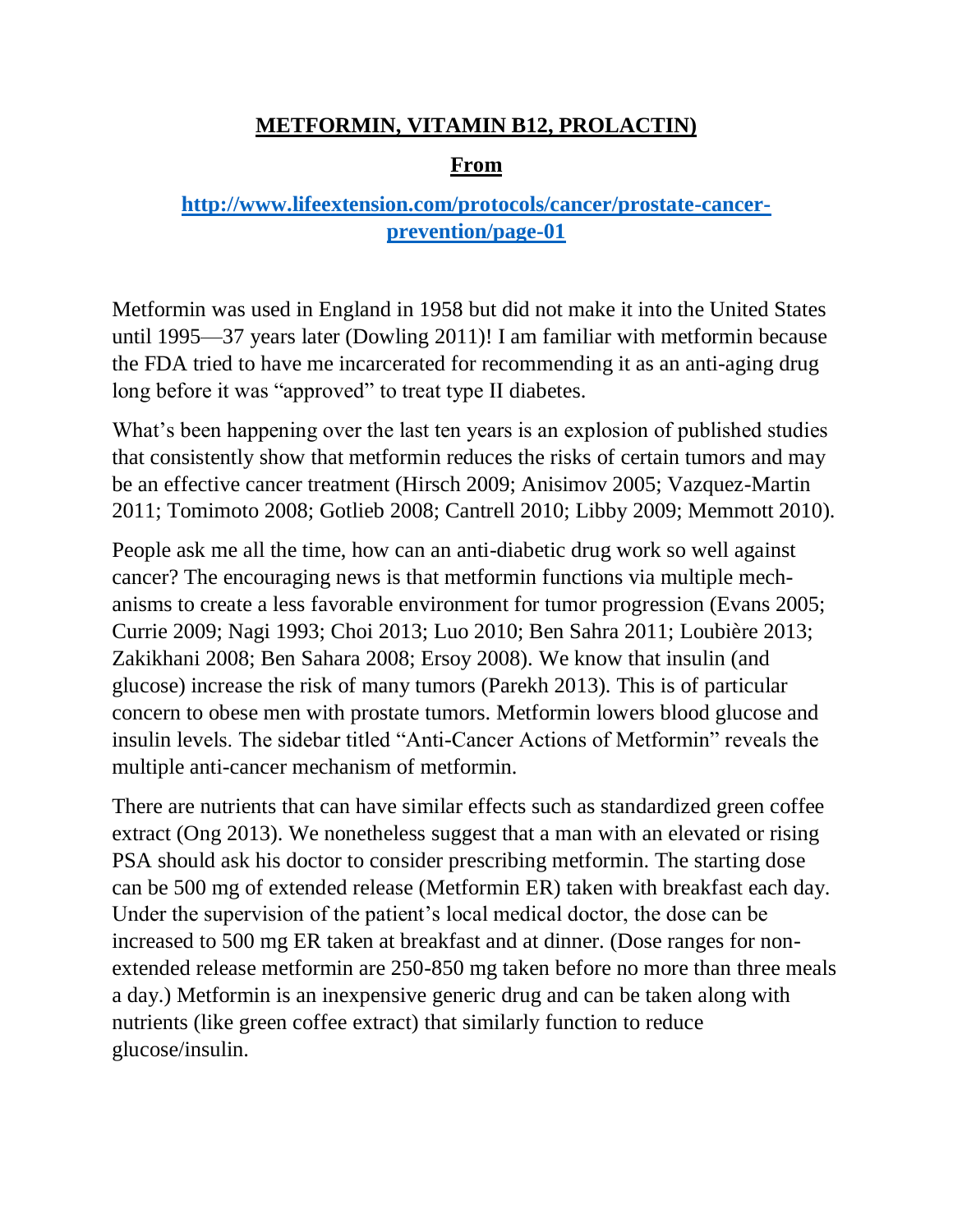## METFORMIN, VITAMIN B12, PROLACTIN)

### From

### [http://www.lifeextension.com/protocols/cancer/prostate-cancer-prevention/page-01](http://www.lifeextension.com/protocols/cancer/prostate-cancer-prevention/page-01)

Metformin was used in England in 1958 but did not make it into the United States until 1995—37 years later (Dowling 2011)! I am familiar with metformin because the FDA tried to have me incarcerated for recommending it as an anti-aging drug long before it was "approved" to treat type II diabetes.

What's been happening over the last ten years is an explosion of published studies that consistently show that metformin reduces the risks of certain tumors and may be an effective cancer treatment (Hirsch 2009; Anisimov 2005; Vazquez-Martin 2011; Tomimoto 2008; Gotlieb 2008; Cantrell 2010; Libby 2009; Memmott 2010).

People ask me all the time, how can an anti-diabetic drug work so well against cancer? The encouraging news is that metformin functions via multiple mechanisms to create a less favorable environment for tumor progression (Evans 2005; Currie 2009; Nagi 1993; Choi 2013; Luo 2010; Ben Sahra 2011; Loubière 2013; Zakikhani 2008; Ben Sahara 2008; Ersoy 2008). We know that insulin (and glucose) increase the risk of many tumors (Parekh 2013). This is of particular concern to obese men with prostate tumors. Metformin lowers blood glucose and insulin levels. The sidebar titled "Anti-Cancer Actions of Metformin" reveals the multiple anti-cancer mechanism of metformin.

There are nutrients that can have similar effects such as standardized green coffee extract (Ong 2013). We nonetheless suggest that a man with an elevated or rising PSA should ask his doctor to consider prescribing metformin. The starting dose can be 500 mg of extended release (Metformin ER) taken with breakfast each day. Under the supervision of the patient's local medical doctor, the dose can be increased to 500 mg ER taken at breakfast and at dinner. (Dose ranges for non-extended release metformin are 250-850 mg taken before no more than three meals a day.) Metformin is an inexpensive generic drug and can be taken along with nutrients (like green coffee extract) that similarly function to reduce glucose/insulin.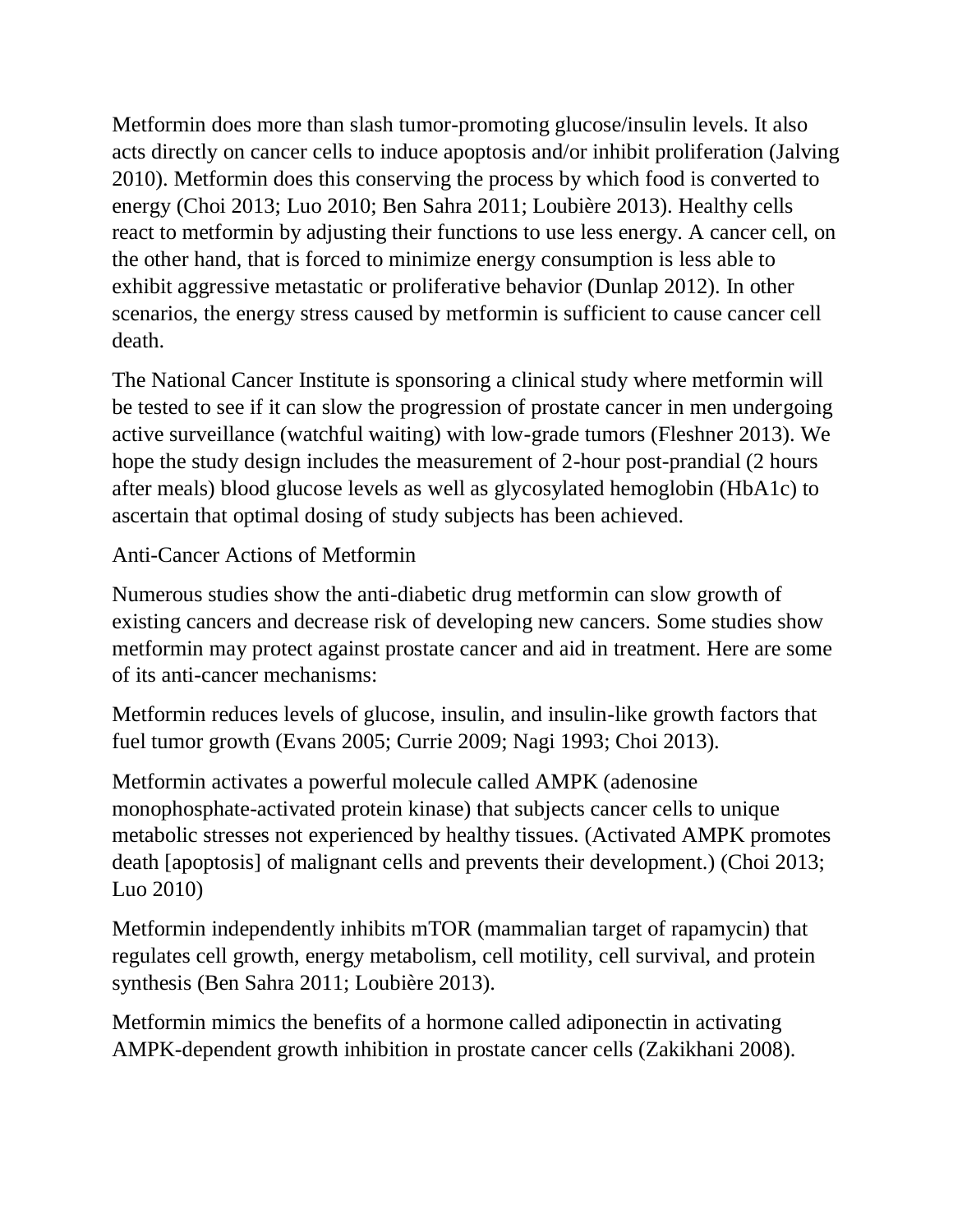Metformin does more than slash tumor-promoting glucose/insulin levels. It also acts directly on cancer cells to induce apoptosis and/or inhibit proliferation (Jalving 2010). Metformin does this conserving the process by which food is converted to energy (Choi 2013; Luo 2010; Ben Sahra 2011; Loubière 2013). Healthy cells react to metformin by adjusting their functions to use less energy. A cancer cell, on the other hand, that is forced to minimize energy consumption is less able to exhibit aggressive metastatic or proliferative behavior (Dunlap 2012). In other scenarios, the energy stress caused by metformin is sufficient to cause cancer cell death.

The National Cancer Institute is sponsoring a clinical study where metformin will be tested to see if it can slow the progression of prostate cancer in men undergoing active surveillance (watchful waiting) with low-grade tumors (Fleshner 2013). We hope the study design includes the measurement of 2-hour post-prandial (2 hours after meals) blood glucose levels as well as glycosylated hemoglobin (HbA1c) to ascertain that optimal dosing of study subjects has been achieved.

## Anti-Cancer Actions of Metformin

Numerous studies show the anti-diabetic drug metformin can slow growth of existing cancers and decrease risk of developing new cancers. Some studies show metformin may protect against prostate cancer and aid in treatment. Here are some of its anti-cancer mechanisms:

Metformin reduces levels of glucose, insulin, and insulin-like growth factors that fuel tumor growth (Evans 2005; Currie 2009; Nagi 1993; Choi 2013).

Metformin activates a powerful molecule called AMPK (adenosine monophosphate-activated protein kinase) that subjects cancer cells to unique metabolic stresses not experienced by healthy tissues. (Activated AMPK promotes death [apoptosis] of malignant cells and prevents their development.) (Choi 2013; Luo 2010)

Metformin independently inhibits mTOR (mammalian target of rapamycin) that regulates cell growth, energy metabolism, cell motility, cell survival, and protein synthesis (Ben Sahra 2011; Loubière 2013).

Metformin mimics the benefits of a hormone called adiponectin in activating AMPK-dependent growth inhibition in prostate cancer cells (Zakikhani 2008).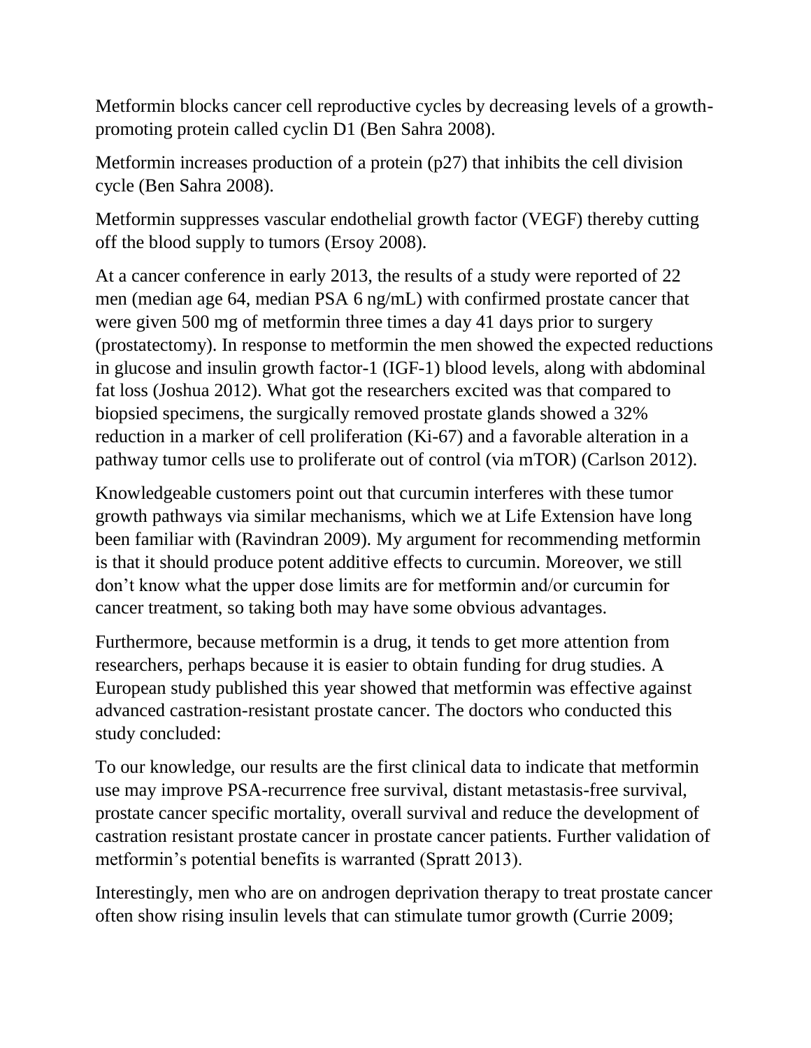Metformin blocks cancer cell reproductive cycles by decreasing levels of a growth-promoting protein called cyclin D1 (Ben Sahra 2008).

Metformin increases production of a protein (p27) that inhibits the cell division cycle (Ben Sahra 2008).

Metformin suppresses vascular endothelial growth factor (VEGF) thereby cutting off the blood supply to tumors (Ersoy 2008).

At a cancer conference in early 2013, the results of a study were reported of 22 men (median age 64, median PSA 6 ng/mL) with confirmed prostate cancer that were given 500 mg of metformin three times a day 41 days prior to surgery (prostatectomy). In response to metformin the men showed the expected reductions in glucose and insulin growth factor-1 (IGF-1) blood levels, along with abdominal fat loss (Joshua 2012). What got the researchers excited was that compared to biopsied specimens, the surgically removed prostate glands showed a 32% reduction in a marker of cell proliferation (Ki-67) and a favorable alteration in a pathway tumor cells use to proliferate out of control (via mTOR) (Carlson 2012).

Knowledgeable customers point out that curcumin interferes with these tumor growth pathways via similar mechanisms, which we at Life Extension have long been familiar with (Ravindran 2009). My argument for recommending metformin is that it should produce potent additive effects to curcumin. Moreover, we still don't know what the upper dose limits are for metformin and/or curcumin for cancer treatment, so taking both may have some obvious advantages.

Furthermore, because metformin is a drug, it tends to get more attention from researchers, perhaps because it is easier to obtain funding for drug studies. A European study published this year showed that metformin was effective against advanced castration-resistant prostate cancer. The doctors who conducted this study concluded:

To our knowledge, our results are the first clinical data to indicate that metformin use may improve PSA-recurrence free survival, distant metastasis-free survival, prostate cancer specific mortality, overall survival and reduce the development of castration resistant prostate cancer in prostate cancer patients. Further validation of metformin's potential benefits is warranted (Spratt 2013).

Interestingly, men who are on androgen deprivation therapy to treat prostate cancer often show rising insulin levels that can stimulate tumor growth (Currie 2009;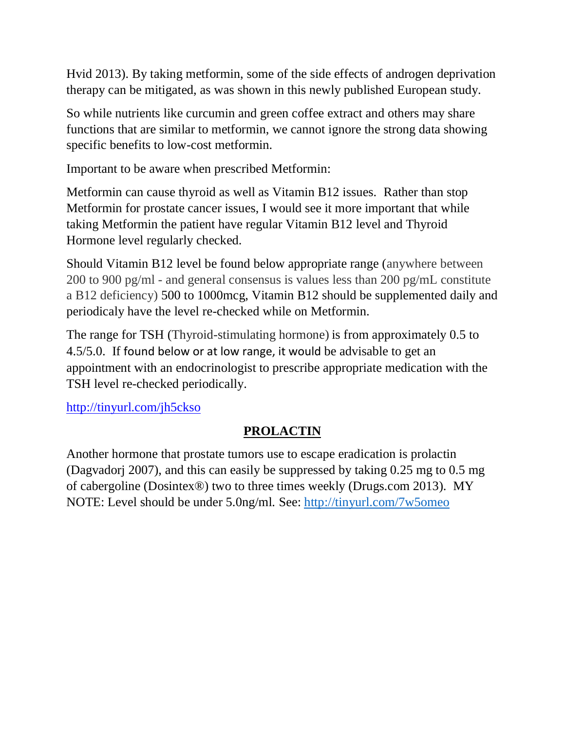Hvid 2013). By taking metformin, some of the side effects of androgen deprivation therapy can be mitigated, as was shown in this newly published European study.

So while nutrients like curcumin and green coffee extract and others may share functions that are similar to metformin, we cannot ignore the strong data showing specific benefits to low-cost metformin.

Important to be aware when prescribed Metformin:

Metformin can cause thyroid as well as Vitamin B12 issues. Rather than stop Metformin for prostate cancer issues, I would see it more important that while taking Metformin the patient have regular Vitamin B12 level and Thyroid Hormone level regularly checked.

Should Vitamin B12 level be found below appropriate range (anywhere between 200 to 900 pg/ml - and general consensus is values less than 200 pg/mL constitute a B12 deficiency) 500 to 1000mcg, Vitamin B12 should be supplemented daily and periodicaly have the level re-checked while on Metformin.

The range for TSH (Thyroid-stimulating hormone) is from approximately 0.5 to 4.5/5.0. If found below or at low range, it would be advisable to get an appointment with an endocrinologist to prescribe appropriate medication with the TSH level re-checked periodically.

http://tinyurl.com/jh5ckso

## PROLACTIN

Another hormone that prostate tumors use to escape eradication is prolactin (Dagvadorj 2007), and this can easily be suppressed by taking 0.25 mg to 0.5 mg of cabergoline (Dosintex®) two to three times weekly (Drugs.com 2013). MY NOTE: Level should be under 5.0ng/ml. See: http://tinyurl.com/7w5omeo